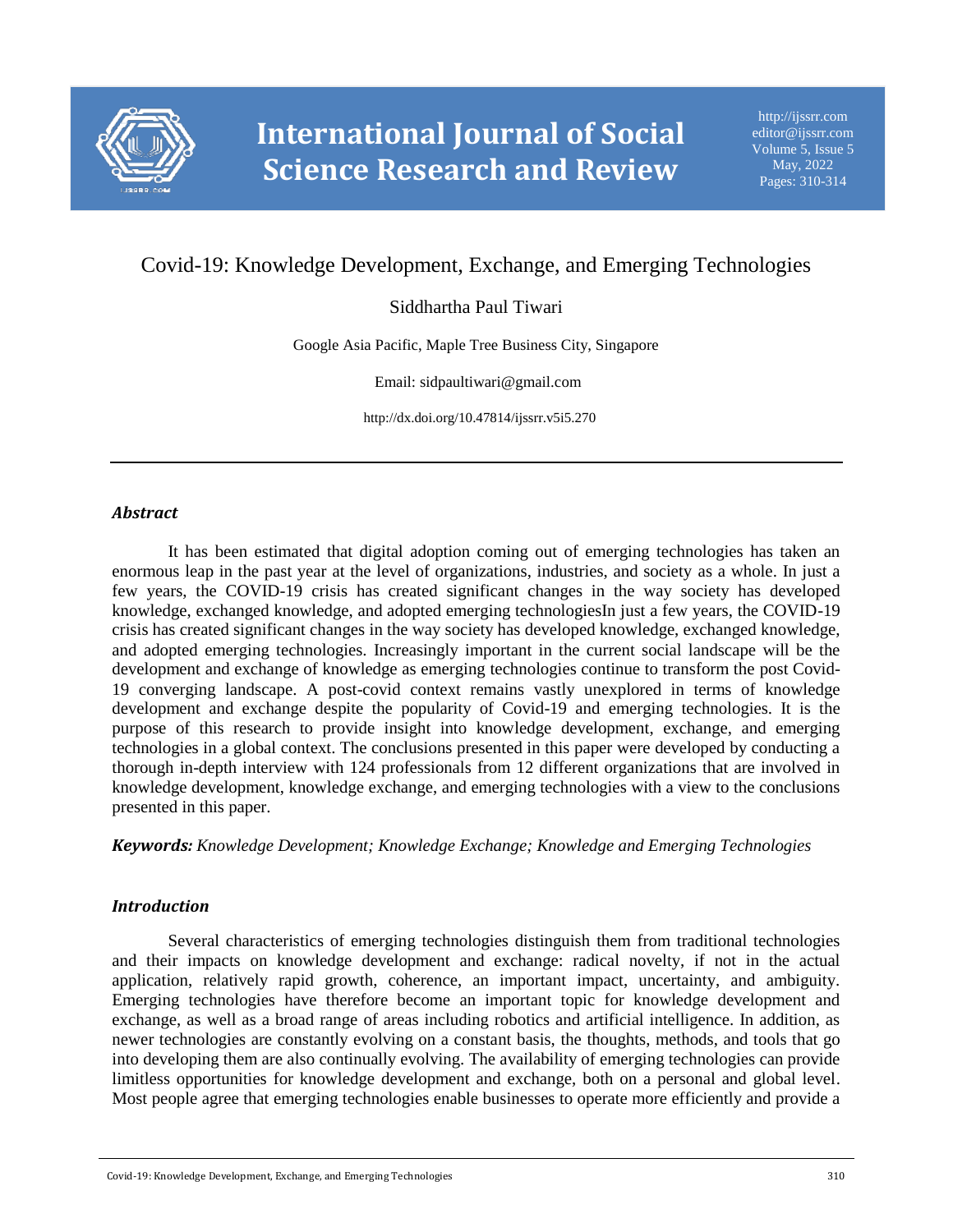# Covid-19: Knowledge Development, Exchange, and Emerging Technologies

Siddhartha Paul Tiwari

Google Asia Pacific, Maple Tree Business City, Singapore

Email: sidpaultiwari@gmail.com

http://dx.doi.org/10.47814/ijssrr.v5i5.270

---

## *Abstract*

It has been estimated that digital adoption coming out of emerging technologies has taken an enormous leap in the past year at the level of organizations, industries, and society as a whole. In just a few years, the COVID-19 crisis has created significant changes in the way society has developed knowledge, exchanged knowledge, and adopted emerging technologiesIn just a few years, the COVID-19 crisis has created significant changes in the way society has developed knowledge, exchanged knowledge, and adopted emerging technologies. Increasingly important in the current social landscape will be the development and exchange of knowledge as emerging technologies continue to transform the post Covid-19 converging landscape. A post-covid context remains vastly unexplored in terms of knowledge development and exchange despite the popularity of Covid-19 and emerging technologies. It is the purpose of this research to provide insight into knowledge development, exchange, and emerging technologies in a global context. The conclusions presented in this paper were developed by conducting a thorough in-depth interview with 124 professionals from 12 different organizations that are involved in knowledge development, knowledge exchange, and emerging technologies with a view to the conclusions presented in this paper.

***Keywords:*** *Knowledge Development; Knowledge Exchange; Knowledge and Emerging Technologies*

## *Introduction*

Several characteristics of emerging technologies distinguish them from traditional technologies and their impacts on knowledge development and exchange: radical novelty, if not in the actual application, relatively rapid growth, coherence, an important impact, uncertainty, and ambiguity. Emerging technologies have therefore become an important topic for knowledge development and exchange, as well as a broad range of areas including robotics and artificial intelligence. In addition, as newer technologies are constantly evolving on a constant basis, the thoughts, methods, and tools that go into developing them are also continually evolving. The availability of emerging technologies can provide limitless opportunities for knowledge development and exchange, both on a personal and global level. Most people agree that emerging technologies enable businesses to operate more efficiently and provide a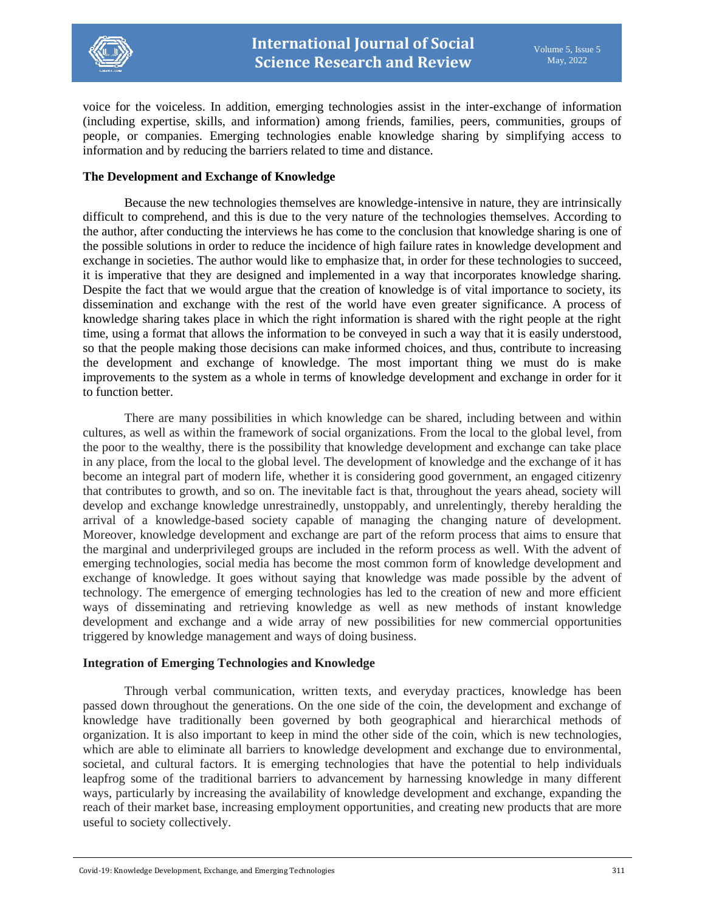voice for the voiceless. In addition, emerging technologies assist in the inter-exchange of information (including expertise, skills, and information) among friends, families, peers, communities, groups of people, or companies. Emerging technologies enable knowledge sharing by simplifying access to information and by reducing the barriers related to time and distance.

**The Development and Exchange of Knowledge**

Because the new technologies themselves are knowledge-intensive in nature, they are intrinsically difficult to comprehend, and this is due to the very nature of the technologies themselves. According to the author, after conducting the interviews he has come to the conclusion that knowledge sharing is one of the possible solutions in order to reduce the incidence of high failure rates in knowledge development and exchange in societies. The author would like to emphasize that, in order for these technologies to succeed, it is imperative that they are designed and implemented in a way that incorporates knowledge sharing. Despite the fact that we would argue that the creation of knowledge is of vital importance to society, its dissemination and exchange with the rest of the world have even greater significance. A process of knowledge sharing takes place in which the right information is shared with the right people at the right time, using a format that allows the information to be conveyed in such a way that it is easily understood, so that the people making those decisions can make informed choices, and thus, contribute to increasing the development and exchange of knowledge. The most important thing we must do is make improvements to the system as a whole in terms of knowledge development and exchange in order for it to function better.

There are many possibilities in which knowledge can be shared, including between and within cultures, as well as within the framework of social organizations. From the local to the global level, from the poor to the wealthy, there is the possibility that knowledge development and exchange can take place in any place, from the local to the global level. The development of knowledge and the exchange of it has become an integral part of modern life, whether it is considering good government, an engaged citizenry that contributes to growth, and so on. The inevitable fact is that, throughout the years ahead, society will develop and exchange knowledge unrestrainedly, unstoppably, and unrelentingly, thereby heralding the arrival of a knowledge-based society capable of managing the changing nature of development. Moreover, knowledge development and exchange are part of the reform process that aims to ensure that the marginal and underprivileged groups are included in the reform process as well. With the advent of emerging technologies, social media has become the most common form of knowledge development and exchange of knowledge. It goes without saying that knowledge was made possible by the advent of technology. The emergence of emerging technologies has led to the creation of new and more efficient ways of disseminating and retrieving knowledge as well as new methods of instant knowledge development and exchange and a wide array of new possibilities for new commercial opportunities triggered by knowledge management and ways of doing business.

**Integration of Emerging Technologies and Knowledge**

Through verbal communication, written texts, and everyday practices, knowledge has been passed down throughout the generations. On the one side of the coin, the development and exchange of knowledge have traditionally been governed by both geographical and hierarchical methods of organization. It is also important to keep in mind the other side of the coin, which is new technologies, which are able to eliminate all barriers to knowledge development and exchange due to environmental, societal, and cultural factors. It is emerging technologies that have the potential to help individuals leapfrog some of the traditional barriers to advancement by harnessing knowledge in many different ways, particularly by increasing the availability of knowledge development and exchange, expanding the reach of their market base, increasing employment opportunities, and creating new products that are more useful to society collectively.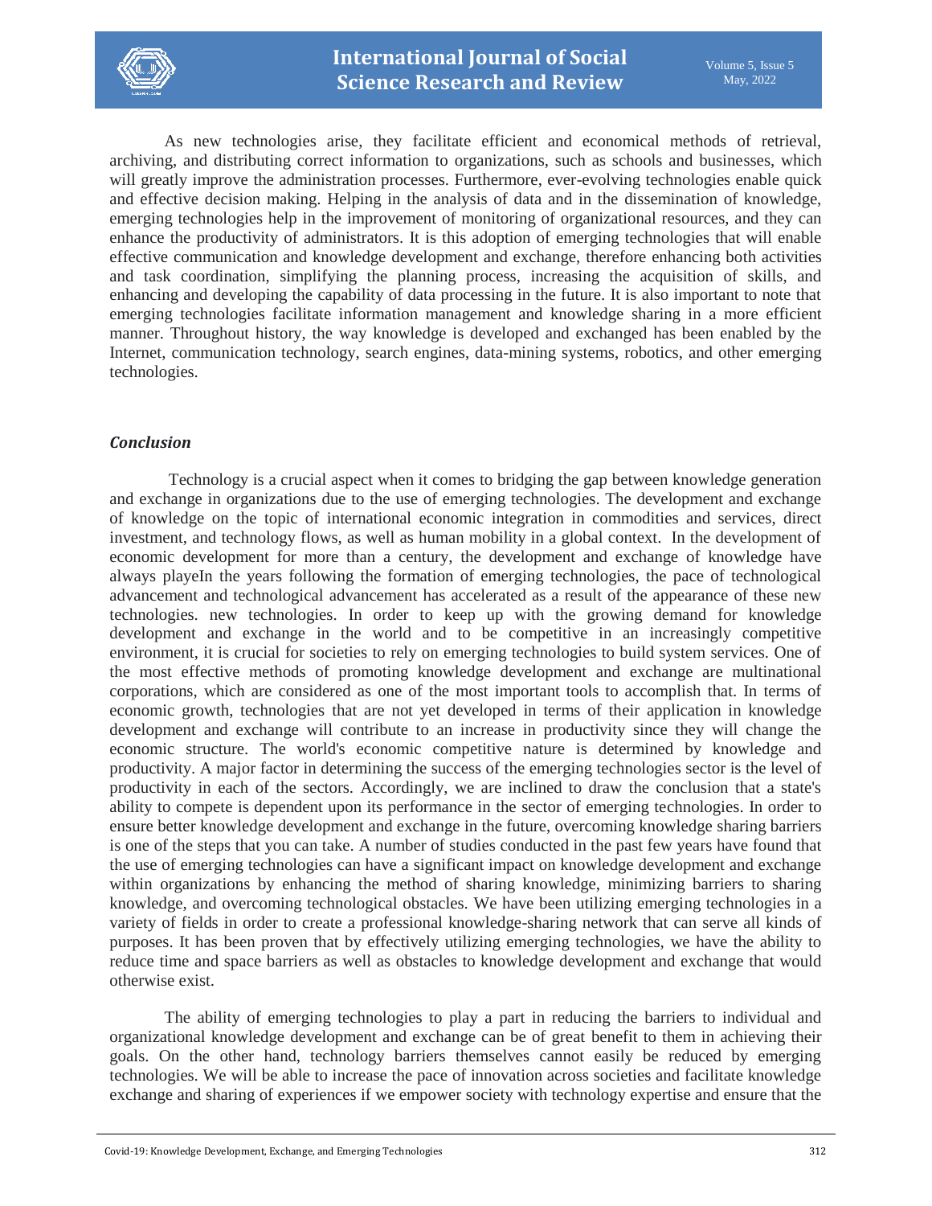As new technologies arise, they facilitate efficient and economical methods of retrieval, archiving, and distributing correct information to organizations, such as schools and businesses, which will greatly improve the administration processes. Furthermore, ever-evolving technologies enable quick and effective decision making. Helping in the analysis of data and in the dissemination of knowledge, emerging technologies help in the improvement of monitoring of organizational resources, and they can enhance the productivity of administrators. It is this adoption of emerging technologies that will enable effective communication and knowledge development and exchange, therefore enhancing both activities and task coordination, simplifying the planning process, increasing the acquisition of skills, and enhancing and developing the capability of data processing in the future. It is also important to note that emerging technologies facilitate information management and knowledge sharing in a more efficient manner. Throughout history, the way knowledge is developed and exchanged has been enabled by the Internet, communication technology, search engines, data-mining systems, robotics, and other emerging technologies.

## *Conclusion*

Technology is a crucial aspect when it comes to bridging the gap between knowledge generation and exchange in organizations due to the use of emerging technologies. The development and exchange of knowledge on the topic of international economic integration in commodities and services, direct investment, and technology flows, as well as human mobility in a global context. In the development of economic development for more than a century, the development and exchange of knowledge have always playeIn the years following the formation of emerging technologies, the pace of technological advancement and technological advancement has accelerated as a result of the appearance of these new technologies. new technologies. In order to keep up with the growing demand for knowledge development and exchange in the world and to be competitive in an increasingly competitive environment, it is crucial for societies to rely on emerging technologies to build system services. One of the most effective methods of promoting knowledge development and exchange are multinational corporations, which are considered as one of the most important tools to accomplish that. In terms of economic growth, technologies that are not yet developed in terms of their application in knowledge development and exchange will contribute to an increase in productivity since they will change the economic structure. The world's economic competitive nature is determined by knowledge and productivity. A major factor in determining the success of the emerging technologies sector is the level of productivity in each of the sectors. Accordingly, we are inclined to draw the conclusion that a state's ability to compete is dependent upon its performance in the sector of emerging technologies. In order to ensure better knowledge development and exchange in the future, overcoming knowledge sharing barriers is one of the steps that you can take. A number of studies conducted in the past few years have found that the use of emerging technologies can have a significant impact on knowledge development and exchange within organizations by enhancing the method of sharing knowledge, minimizing barriers to sharing knowledge, and overcoming technological obstacles. We have been utilizing emerging technologies in a variety of fields in order to create a professional knowledge-sharing network that can serve all kinds of purposes. It has been proven that by effectively utilizing emerging technologies, we have the ability to reduce time and space barriers as well as obstacles to knowledge development and exchange that would otherwise exist.

The ability of emerging technologies to play a part in reducing the barriers to individual and organizational knowledge development and exchange can be of great benefit to them in achieving their goals. On the other hand, technology barriers themselves cannot easily be reduced by emerging technologies. We will be able to increase the pace of innovation across societies and facilitate knowledge exchange and sharing of experiences if we empower society with technology expertise and ensure that the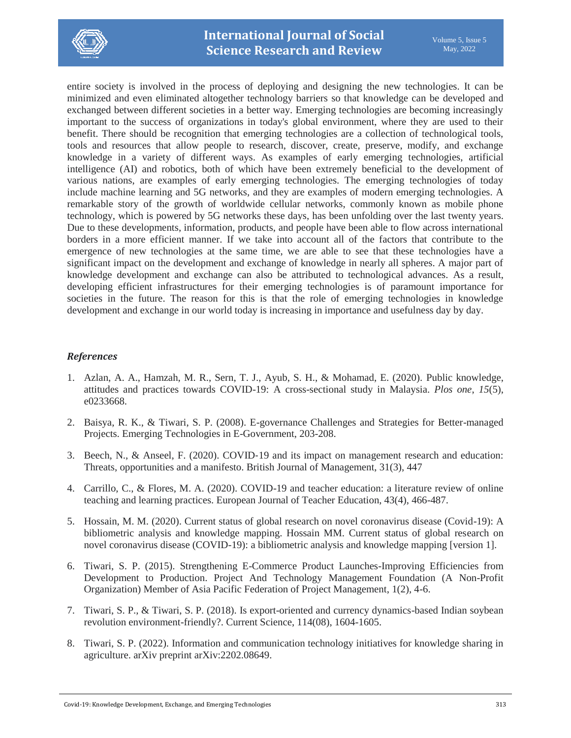entire society is involved in the process of deploying and designing the new technologies. It can be minimized and even eliminated altogether technology barriers so that knowledge can be developed and exchanged between different societies in a better way. Emerging technologies are becoming increasingly important to the success of organizations in today's global environment, where they are used to their benefit. There should be recognition that emerging technologies are a collection of technological tools, tools and resources that allow people to research, discover, create, preserve, modify, and exchange knowledge in a variety of different ways. As examples of early emerging technologies, artificial intelligence (AI) and robotics, both of which have been extremely beneficial to the development of various nations, are examples of early emerging technologies. The emerging technologies of today include machine learning and 5G networks, and they are examples of modern emerging technologies. A remarkable story of the growth of worldwide cellular networks, commonly known as mobile phone technology, which is powered by 5G networks these days, has been unfolding over the last twenty years. Due to these developments, information, products, and people have been able to flow across international borders in a more efficient manner. If we take into account all of the factors that contribute to the emergence of new technologies at the same time, we are able to see that these technologies have a significant impact on the development and exchange of knowledge in nearly all spheres. A major part of knowledge development and exchange can also be attributed to technological advances. As a result, developing efficient infrastructures for their emerging technologies is of paramount importance for societies in the future. The reason for this is that the role of emerging technologies in knowledge development and exchange in our world today is increasing in importance and usefulness day by day.

### *References*

1. Azlan, A. A., Hamzah, M. R., Sern, T. J., Ayub, S. H., & Mohamad, E. (2020). Public knowledge, attitudes and practices towards COVID-19: A cross-sectional study in Malaysia. *Plos one*, *15*(5), e0233668.
2. Baisya, R. K., & Tiwari, S. P. (2008). E-governance Challenges and Strategies for Better-managed Projects. Emerging Technologies in E-Government, 203-208.
3. Beech, N., & Anseel, F. (2020). COVID‐19 and its impact on management research and education: Threats, opportunities and a manifesto. British Journal of Management, 31(3), 447
4. Carrillo, C., & Flores, M. A. (2020). COVID-19 and teacher education: a literature review of online teaching and learning practices. European Journal of Teacher Education, 43(4), 466-487.
5. Hossain, M. M. (2020). Current status of global research on novel coronavirus disease (Covid-19): A bibliometric analysis and knowledge mapping. Hossain MM. Current status of global research on novel coronavirus disease (COVID-19): a bibliometric analysis and knowledge mapping [version 1].
6. Tiwari, S. P. (2015). Strengthening E-Commerce Product Launches-Improving Efficiencies from Development to Production. Project And Technology Management Foundation (A Non-Profit Organization) Member of Asia Pacific Federation of Project Management, 1(2), 4-6.
7. Tiwari, S. P., & Tiwari, S. P. (2018). Is export-oriented and currency dynamics-based Indian soybean revolution environment-friendly?. Current Science, 114(08), 1604-1605.
8. Tiwari, S. P. (2022). Information and communication technology initiatives for knowledge sharing in agriculture. arXiv preprint arXiv:2202.08649.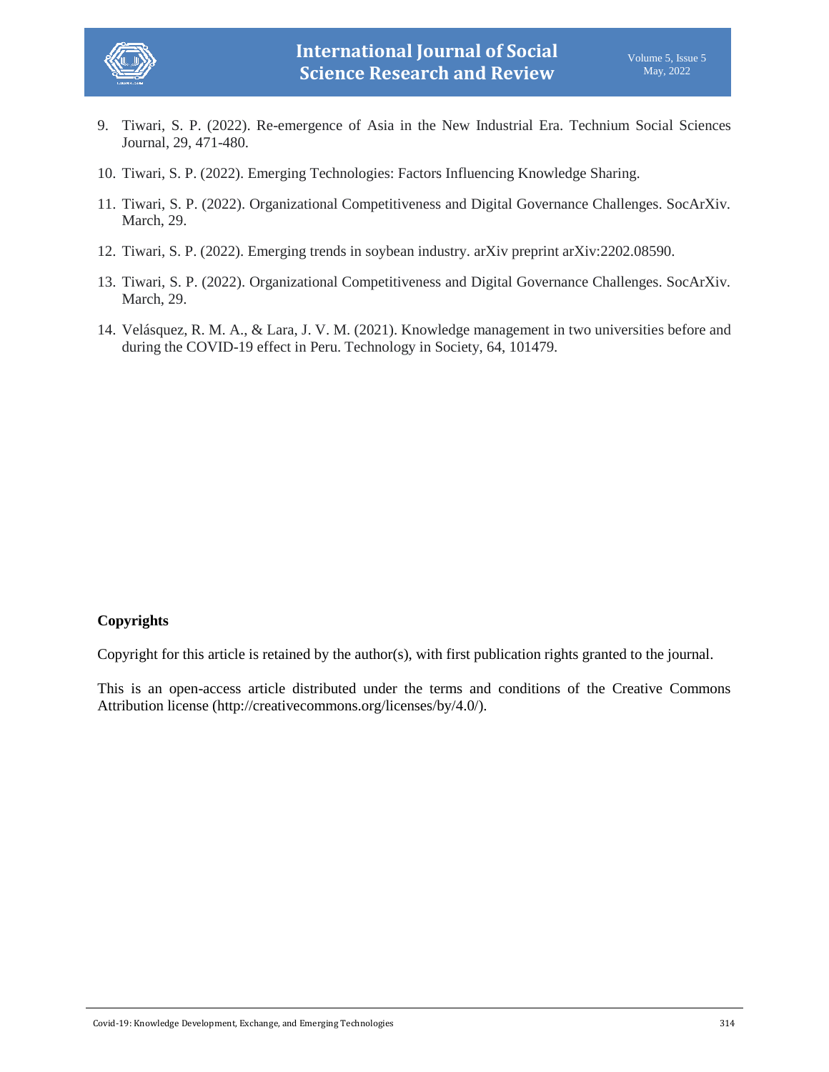9. Tiwari, S. P. (2022). Re-emergence of Asia in the New Industrial Era. Technium Social Sciences Journal, 29, 471-480.
10. Tiwari, S. P. (2022). Emerging Technologies: Factors Influencing Knowledge Sharing.
11. Tiwari, S. P. (2022). Organizational Competitiveness and Digital Governance Challenges. SocArXiv. March, 29.
12. Tiwari, S. P. (2022). Emerging trends in soybean industry. arXiv preprint arXiv:2202.08590.
13. Tiwari, S. P. (2022). Organizational Competitiveness and Digital Governance Challenges. SocArXiv. March, 29.
14. Velásquez, R. M. A., & Lara, J. V. M. (2021). Knowledge management in two universities before and during the COVID-19 effect in Peru. Technology in Society, 64, 101479.

**Copyrights**

Copyright for this article is retained by the author(s), with first publication rights granted to the journal.

This is an open-access article distributed under the terms and conditions of the Creative Commons Attribution license (http://creativecommons.org/licenses/by/4.0/).